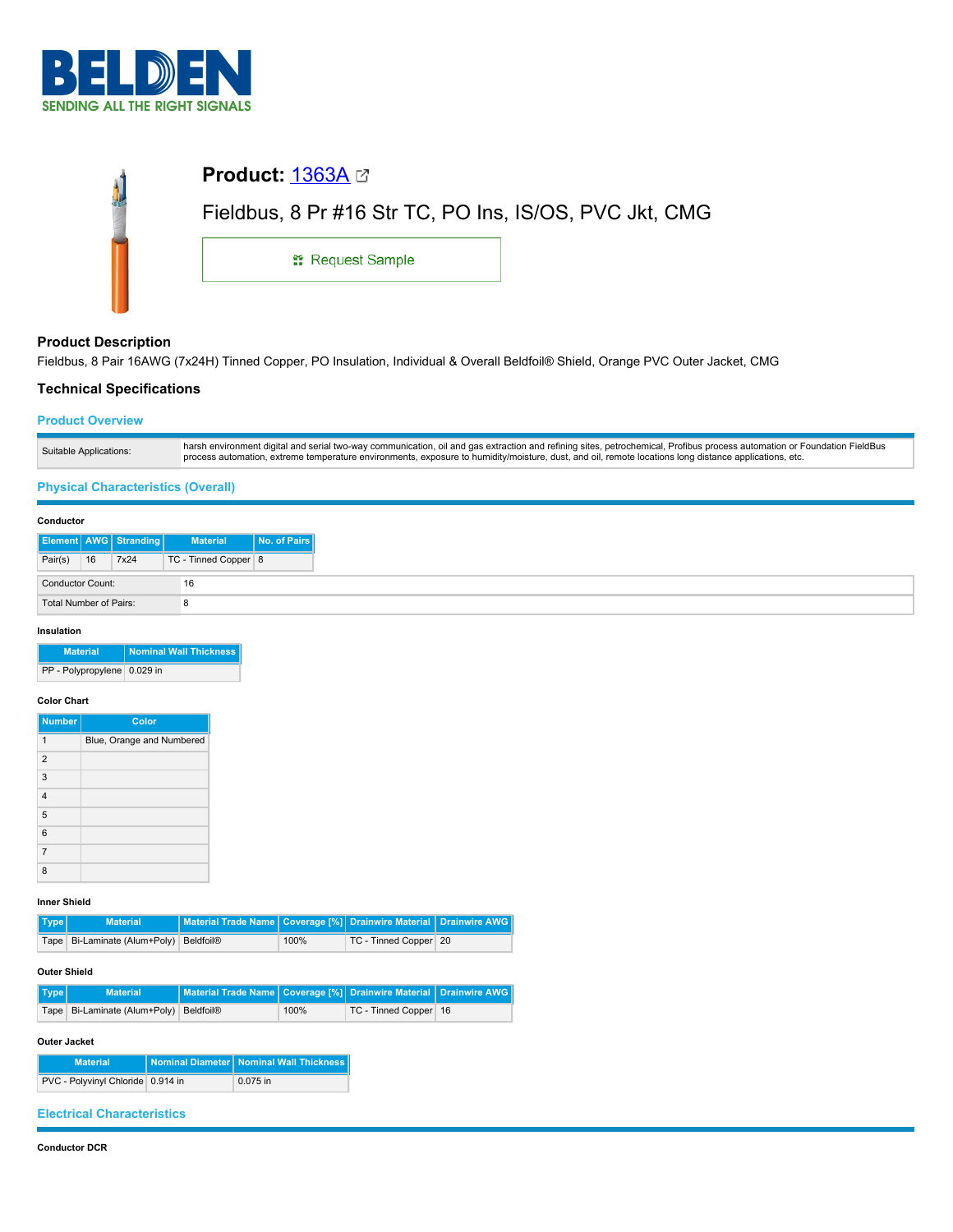BELDEN
SENDING ALL THE RIGHT SIGNALS

# Product: 1363A

Fieldbus, 8 Pr #16 Str TC, PO Ins, IS/OS, PVC Jkt, CMG

Request Sample

## Product Description

Fieldbus, 8 Pair 16AWG (7x24H) Tinned Copper, PO Insulation, Individual & Overall Beldfoil® Shield, Orange PVC Outer Jacket, CMG

## Technical Specifications

### Product Overview

| | |
|---|---|
| Suitable Applications: | harsh environment digital and serial two-way communication, oil and gas extraction and refining sites, petrochemical, Profibus process automation or Foundation FieldBus process automation, extreme temperature environments, exposure to humidity/moisture, dust, and oil, remote locations long distance applications, etc. |

### Physical Characteristics (Overall)

**Conductor**

| Element | AWG | Stranding | Material | No. of Pairs |
|---|---|---|---|---|
| Pair(s) | 16 | 7x24 | TC - Tinned Copper | 8 |

| | |
|---|---|
| Conductor Count: | 16 |
| Total Number of Pairs: | 8 |

**Insulation**

| Material | Nominal Wall Thickness |
|---|---|
| PP - Polypropylene | 0.029 in |

**Color Chart**

| Number | Color |
|---|---|
| 1 | Blue, Orange and Numbered |
| 2 | |
| 3 | |
| 4 | |
| 5 | |
| 6 | |
| 7 | |
| 8 | |

**Inner Shield**

| Type | Material | Material Trade Name | Coverage [%] | Drainwire Material | Drainwire AWG |
|---|---|---|---|---|---|
| Tape | Bi-Laminate (Alum+Poly) | Beldfoil® | 100% | TC - Tinned Copper | 20 |

**Outer Shield**

| Type | Material | Material Trade Name | Coverage [%] | Drainwire Material | Drainwire AWG |
|---|---|---|---|---|---|
| Tape | Bi-Laminate (Alum+Poly) | Beldfoil® | 100% | TC - Tinned Copper | 16 |

**Outer Jacket**

| Material | Nominal Diameter | Nominal Wall Thickness |
|---|---|---|
| PVC - Polyvinyl Chloride | 0.914 in | 0.075 in |

### Electrical Characteristics

**Conductor DCR**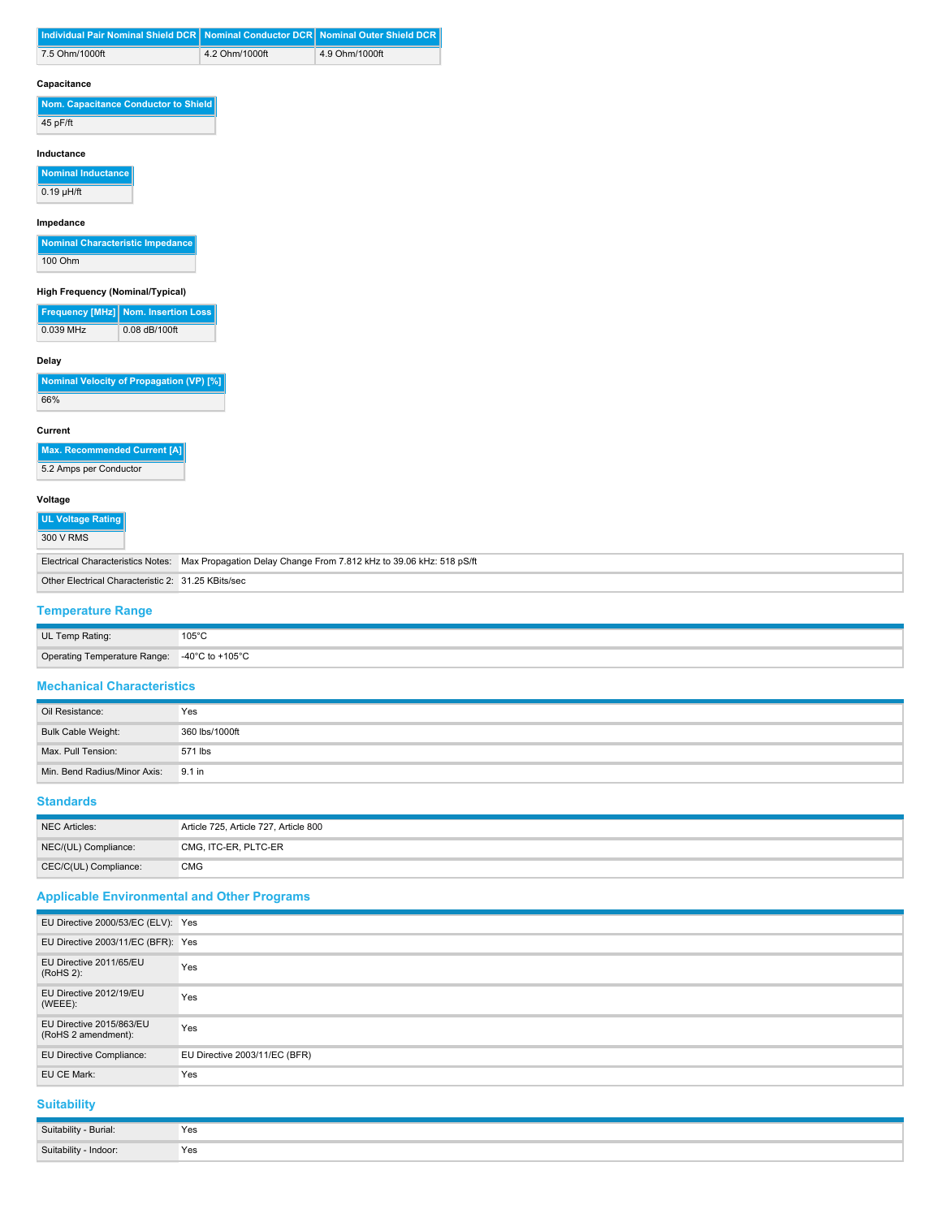| Individual Pair Nominal Shield DCR | Nominal Conductor DCR | Nominal Outer Shield DCR |
|---|---|---|
| 7.5 Ohm/1000ft | 4.2 Ohm/1000ft | 4.9 Ohm/1000ft |

#### Capacitance

| Nom. Capacitance Conductor to Shield |
|---|
| 45 pF/ft |

#### Inductance

| Nominal Inductance |
|---|
| 0.19 μH/ft |

#### Impedance

| Nominal Characteristic Impedance |
|---|
| 100 Ohm |

#### High Frequency (Nominal/Typical)

| Frequency [MHz] | Nom. Insertion Loss |
|---|---|
| 0.039 MHz | 0.08 dB/100ft |

#### Delay

| Nominal Velocity of Propagation (VP) [%] |
|---|
| 66% |

#### Current

| Max. Recommended Current [A] |
|---|
| 5.2 Amps per Conductor |

#### Voltage

| UL Voltage Rating |
|---|
| 300 V RMS |

| | |
|---|---|
| Electrical Characteristics Notes: | Max Propagation Delay Change From 7.812 kHz to 39.06 kHz: 518 pS/ft |
| Other Electrical Characteristic 2: | 31.25 KBits/sec |

## Temperature Range

| | |
|---|---|
| UL Temp Rating: | 105°C |
| Operating Temperature Range: | -40°C to +105°C |

## Mechanical Characteristics

| | |
|---|---|
| Oil Resistance: | Yes |
| Bulk Cable Weight: | 360 lbs/1000ft |
| Max. Pull Tension: | 571 lbs |
| Min. Bend Radius/Minor Axis: | 9.1 in |

## Standards

| | |
|---|---|
| NEC Articles: | Article 725, Article 727, Article 800 |
| NEC/(UL) Compliance: | CMG, ITC-ER, PLTC-ER |
| CEC/C(UL) Compliance: | CMG |

## Applicable Environmental and Other Programs

| | |
|---|---|
| EU Directive 2000/53/EC (ELV): | Yes |
| EU Directive 2003/11/EC (BFR): | Yes |
| EU Directive 2011/65/EU (RoHS 2): | Yes |
| EU Directive 2012/19/EU (WEEE): | Yes |
| EU Directive 2015/863/EU (RoHS 2 amendment): | Yes |
| EU Directive Compliance: | EU Directive 2003/11/EC (BFR) |
| EU CE Mark: | Yes |

## Suitability

| | |
|---|---|
| Suitability - Burial: | Yes |
| Suitability - Indoor: | Yes |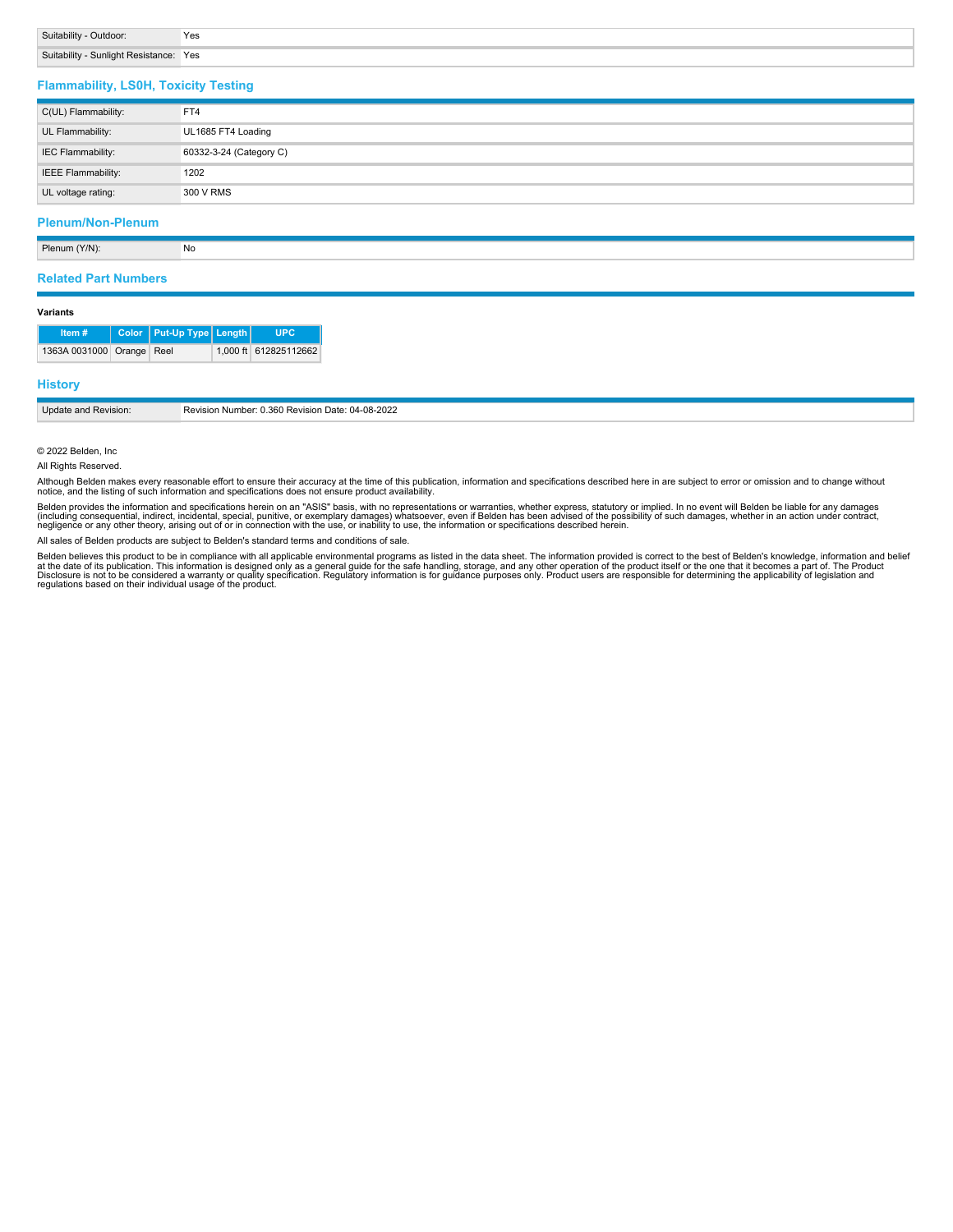| | |
|---|---|
| Suitability - Outdoor: | Yes |
| Suitability - Sunlight Resistance: | Yes |

## Flammability, LS0H, Toxicity Testing

| | |
|---|---|
| C(UL) Flammability: | FT4 |
| UL Flammability: | UL1685 FT4 Loading |
| IEC Flammability: | 60332-3-24 (Category C) |
| IEEE Flammability: | 1202 |
| UL voltage rating: | 300 V RMS |

## Plenum/Non-Plenum

| | |
|---|---|
| Plenum (Y/N): | No |

## Related Part Numbers

**Variants**

| Item # | Color | Put-Up Type | Length | UPC |
|---|---|---|---|---|
| 1363A 0031000 | Orange | Reel | 1,000 ft | 612825112662 |

## History

| | |
|---|---|
| Update and Revision: | Revision Number: 0.360 Revision Date: 04-08-2022 |

© 2022 Belden, Inc

All Rights Reserved.

Although Belden makes every reasonable effort to ensure their accuracy at the time of this publication, information and specifications described here in are subject to error or omission and to change without notice, and the listing of such information and specifications does not ensure product availability.

Belden provides the information and specifications herein on an "ASIS" basis, with no representations or warranties, whether express, statutory or implied. In no event will Belden be liable for any damages (including consequential, indirect, incidental, special, punitive, or exemplary damages) whatsoever, even if Belden has been advised of the possibility of such damages, whether in an action under contract, negligence or any other theory, arising out of or in connection with the use, or inability to use, the information or specifications described herein.

All sales of Belden products are subject to Belden's standard terms and conditions of sale.

Belden believes this product to be in compliance with all applicable environmental programs as listed in the data sheet. The information provided is correct to the best of Belden's knowledge, information and belief at the date of its publication. This information is designed only as a general guide for the safe handling, storage, and any other operation of the product itself or the one that it becomes a part of. The Product Disclosure is not to be considered a warranty or quality specification. Regulatory information is for guidance purposes only. Product users are responsible for determining the applicability of legislation and regulations based on their individual usage of the product.